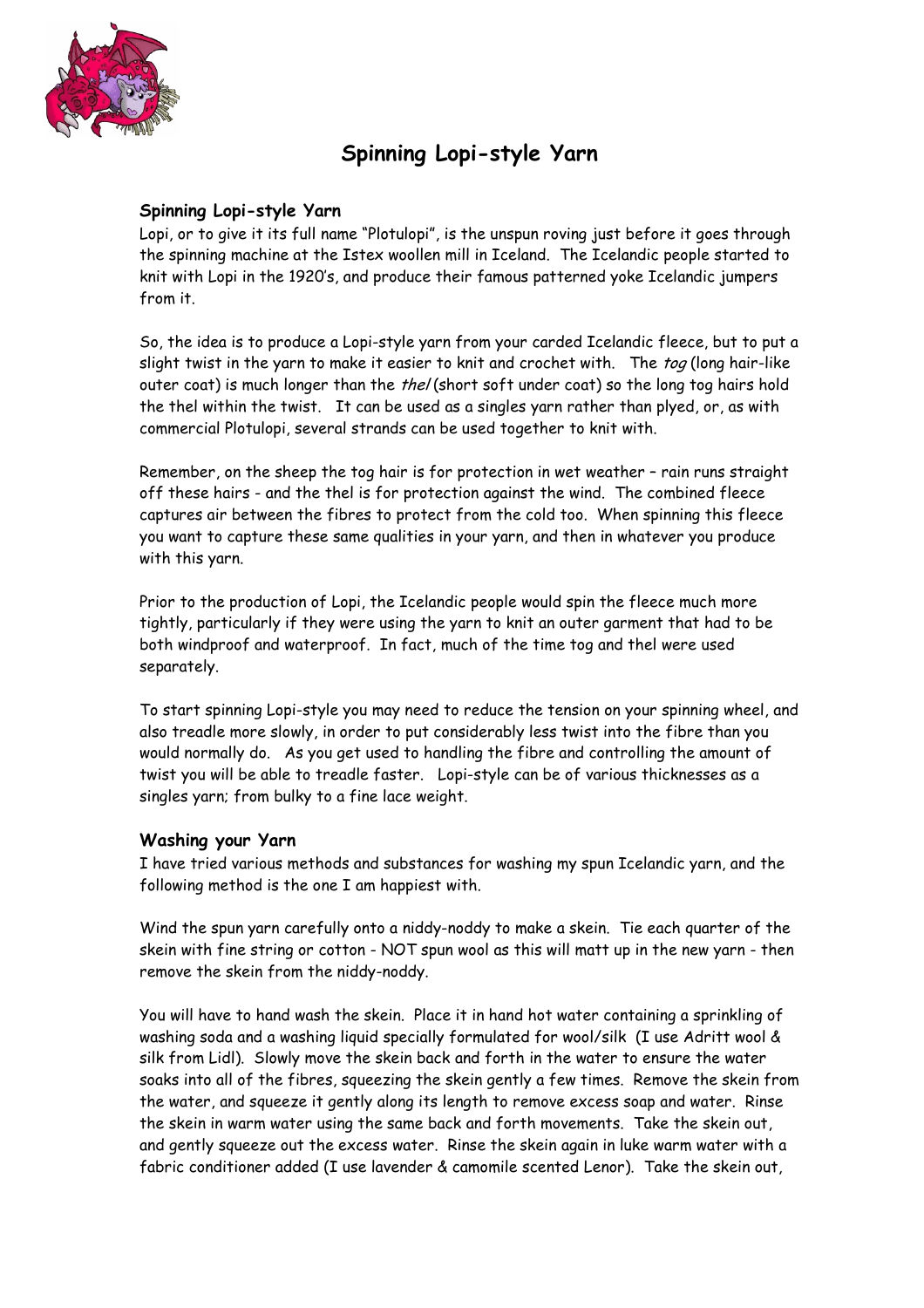# Spinning Lopi-style Yarn

### Spinning Lopi-style Yarn

Lopi, or to give it its full name "Plotulopi", is the unspun roving just before it goes through the spinning machine at the Istex woollen mill in Iceland. The Icelandic people started to knit with Lopi in the 1920's, and produce their famous patterned yoke Icelandic jumpers from it.

So, the idea is to produce a Lopi-style yarn from your carded Icelandic fleece, but to put a slight twist in the yarn to make it easier to knit and crochet with. The *tog* (long hair-like outer coat) is much longer than the *thel* (short soft under coat) so the long tog hairs hold the thel within the twist. It can be used as a singles yarn rather than plyed, or, as with commercial Plotulopi, several strands can be used together to knit with.

Remember, on the sheep the tog hair is for protection in wet weather – rain runs straight off these hairs - and the thel is for protection against the wind. The combined fleece captures air between the fibres to protect from the cold too. When spinning this fleece you want to capture these same qualities in your yarn, and then in whatever you produce with this yarn.

Prior to the production of Lopi, the Icelandic people would spin the fleece much more tightly, particularly if they were using the yarn to knit an outer garment that had to be both windproof and waterproof. In fact, much of the time tog and thel were used separately.

To start spinning Lopi-style you may need to reduce the tension on your spinning wheel, and also treadle more slowly, in order to put considerably less twist into the fibre than you would normally do. As you get used to handling the fibre and controlling the amount of twist you will be able to treadle faster. Lopi-style can be of various thicknesses as a singles yarn; from bulky to a fine lace weight.

### Washing your Yarn

I have tried various methods and substances for washing my spun Icelandic yarn, and the following method is the one I am happiest with.

Wind the spun yarn carefully onto a niddy-noddy to make a skein. Tie each quarter of the skein with fine string or cotton - NOT spun wool as this will matt up in the new yarn - then remove the skein from the niddy-noddy.

You will have to hand wash the skein. Place it in hand hot water containing a sprinkling of washing soda and a washing liquid specially formulated for wool/silk (I use Adritt wool & silk from Lidl). Slowly move the skein back and forth in the water to ensure the water soaks into all of the fibres, squeezing the skein gently a few times. Remove the skein from the water, and squeeze it gently along its length to remove excess soap and water. Rinse the skein in warm water using the same back and forth movements. Take the skein out, and gently squeeze out the excess water. Rinse the skein again in luke warm water with a fabric conditioner added (I use lavender & camomile scented Lenor). Take the skein out,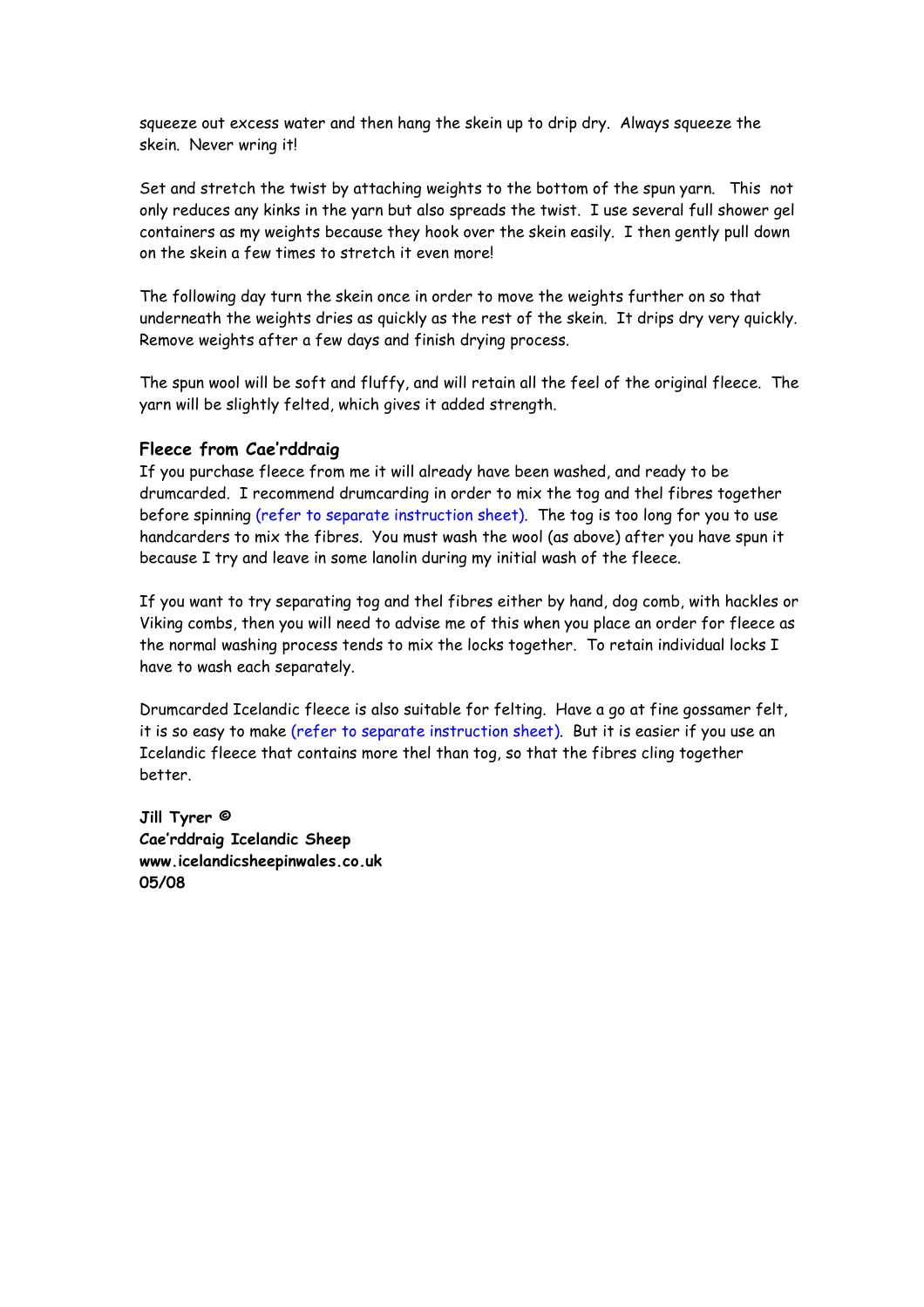squeeze out excess water and then hang the skein up to drip dry. Always squeeze the skein. Never wring it!

Set and stretch the twist by attaching weights to the bottom of the spun yarn. This not only reduces any kinks in the yarn but also spreads the twist. I use several full shower gel containers as my weights because they hook over the skein easily. I then gently pull down on the skein a few times to stretch it even more!

The following day turn the skein once in order to move the weights further on so that underneath the weights dries as quickly as the rest of the skein. It drips dry very quickly. Remove weights after a few days and finish drying process.

The spun wool will be soft and fluffy, and will retain all the feel of the original fleece. The yarn will be slightly felted, which gives it added strength.

### Fleece from Cae'rddraig

If you purchase fleece from me it will already have been washed, and ready to be drumcarded. I recommend drumcarding in order to mix the tog and thel fibres together before spinning (refer to separate instruction sheet). The tog is too long for you to use handcarders to mix the fibres. You must wash the wool (as above) after you have spun it because I try and leave in some lanolin during my initial wash of the fleece.

If you want to try separating tog and thel fibres either by hand, dog comb, with hackles or Viking combs, then you will need to advise me of this when you place an order for fleece as the normal washing process tends to mix the locks together. To retain individual locks I have to wash each separately.

Drumcarded Icelandic fleece is also suitable for felting. Have a go at fine gossamer felt, it is so easy to make (refer to separate instruction sheet). But it is easier if you use an Icelandic fleece that contains more thel than tog, so that the fibres cling together better.

**Jill Tyrer ©**
**Cae'rddraig Icelandic Sheep**
**www.icelandicsheepinwales.co.uk**
**05/08**